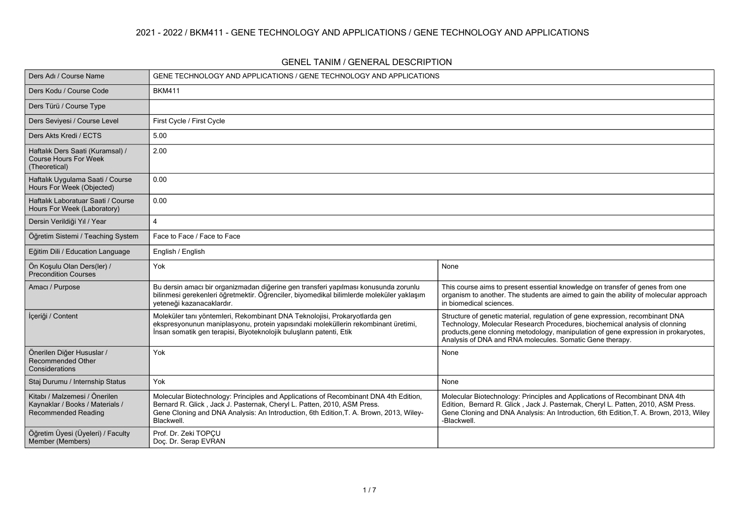## 2021 - 2022 / BKM411 - GENE TECHNOLOGY AND APPLICATIONS / GENE TECHNOLOGY AND APPLICATIONS

### GENEL TANIM / GENERAL DESCRIPTION

| | | |
|---|---|---|
| Ders Adı / Course Name | GENE TECHNOLOGY AND APPLICATIONS / GENE TECHNOLOGY AND APPLICATIONS | |
| Ders Kodu / Course Code | BKM411 | |
| Ders Türü / Course Type | | |
| Ders Seviyesi / Course Level | First Cycle / First Cycle | |
| Ders Akts Kredi / ECTS | 5.00 | |
| Haftalık Ders Saati (Kuramsal) / Course Hours For Week (Theoretical) | 2.00 | |
| Haftalık Uygulama Saati / Course Hours For Week (Objected) | 0.00 | |
| Haftalık Laboratuar Saati / Course Hours For Week (Laboratory) | 0.00 | |
| Dersin Verildiği Yıl / Year | 4 | |
| Öğretim Sistemi / Teaching System | Face to Face / Face to Face | |
| Eğitim Dili / Education Language | English / English | |
| Ön Koşulu Olan Ders(ler) / Precondition Courses | Yok | None |
| Amacı / Purpose | Bu dersin amacı bir organizmadan diğerine gen transferi yapılması konusunda zorunlu bilinmesi gerekenleri öğretmektir. Öğrenciler, biyomedikal bilimlerde moleküler yaklaşım yeteneği kazanacaklardır. | This course aims to present essential knowledge on transfer of genes from one organism to another. The students are aimed to gain the ability of molecular approach in biomedical sciences. |
| İçeriği / Content | Moleküler tanı yöntemleri, Rekombinant DNA Teknolojisi, Prokaryotlarda gen ekspresyonunun maniplasyonu, protein yapısındaki moleküllerin rekombinant üretimi, İnsan somatik gen terapisi, Biyoteknolojik buluşların patenti, Etik | Structure of genetic material, regulation of gene expression, recombinant DNA Technology, Molecular Research Procedures, biochemical analysis of clonning products,gene clonning metodology, manipulation of gene expression in prokaryotes, Analysis of DNA and RNA molecules. Somatic Gene therapy. |
| Önerilen Diğer Hususlar / Recommended Other Considerations | Yok | None |
| Staj Durumu / Internship Status | Yok | None |
| Kitabı / Malzemesi / Önerilen Kaynaklar / Books / Materials / Recommended Reading | Molecular Biotechnology: Principles and Applications of Recombinant DNA 4th Edition, Bernard R. Glick , Jack J. Pasternak, Cheryl L. Patten, 2010, ASM Press. Gene Cloning and DNA Analysis: An Introduction, 6th Edition,T. A. Brown, 2013, Wiley-Blackwell. | Molecular Biotechnology: Principles and Applications of Recombinant DNA 4th Edition, Bernard R. Glick , Jack J. Pasternak, Cheryl L. Patten, 2010, ASM Press. Gene Cloning and DNA Analysis: An Introduction, 6th Edition,T. A. Brown, 2013, Wiley -Blackwell. |
| Öğretim Üyesi (Üyeleri) / Faculty Member (Members) | Prof. Dr. Zeki TOPÇU<br>Doç. Dr. Serap EVRAN | |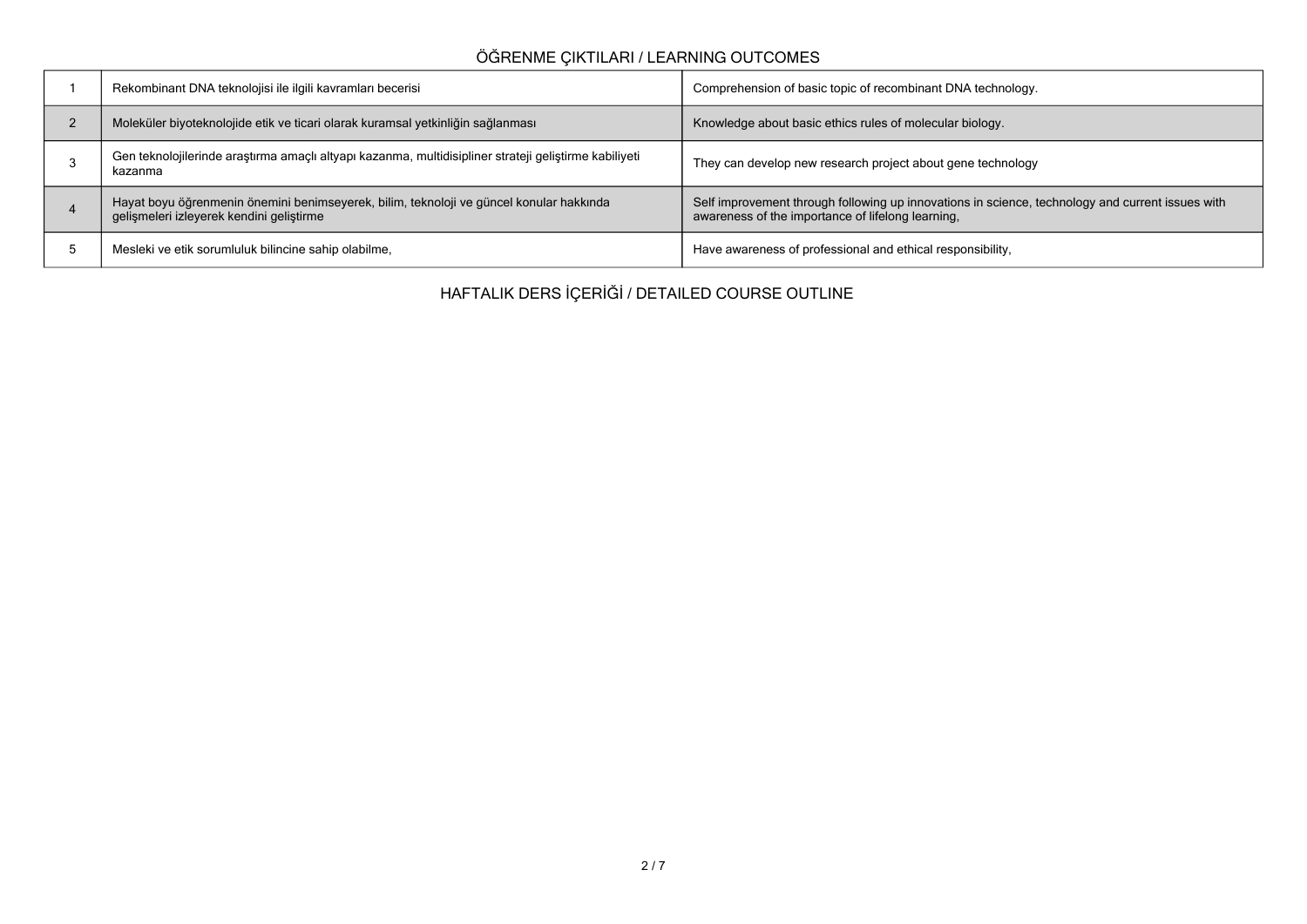## ÖĞRENME ÇIKTILARI / LEARNING OUTCOMES

| | | |
|---|---|---|
| 1 | Rekombinant DNA teknolojisi ile ilgili kavramları becerisi | Comprehension of basic topic of recombinant DNA technology. |
| 2 | Moleküler biyoteknolojide etik ve ticari olarak kuramsal yetkinliğin sağlanması | Knowledge about basic ethics rules of molecular biology. |
| 3 | Gen teknolojilerinde araştırma amaçlı altyapı kazanma, multidisipliner strateji geliştirme kabiliyeti kazanma | They can develop new research project about gene technology |
| 4 | Hayat boyu öğrenmenin önemini benimseyerek, bilim, teknoloji ve güncel konular hakkında gelişmeleri izleyerek kendini geliştirme | Self improvement through following up innovations in science, technology and current issues with awareness of the importance of lifelong learning, |
| 5 | Mesleki ve etik sorumluluk bilincine sahip olabilme, | Have awareness of professional and ethical responsibility, |

## HAFTALIK DERS İÇERİĞİ / DETAILED COURSE OUTLINE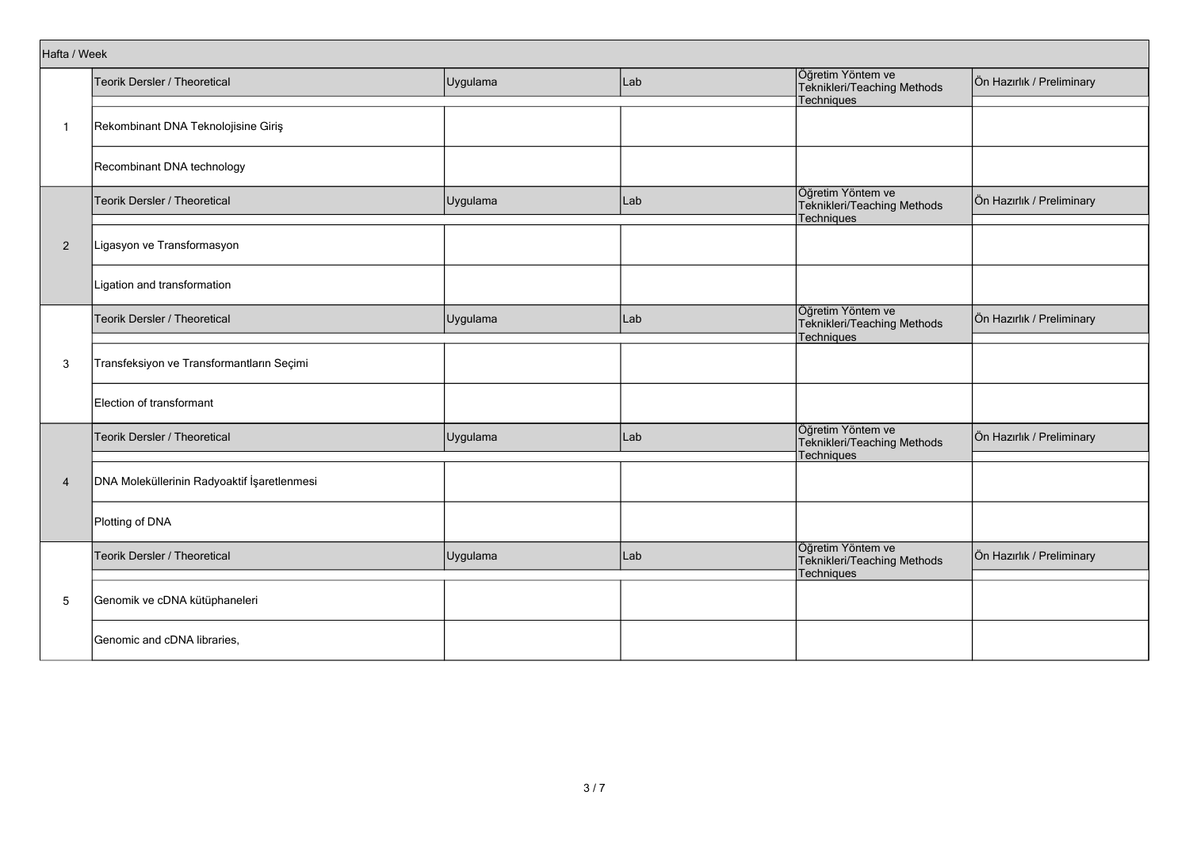| Hafta / Week | | | | | |
|---|---|---|---|---|---|
| | Teorik Dersler / Theoretical | Uygulama | Lab | Öğretim Yöntem ve Teknikleri/Teaching Methods Techniques | Ön Hazırlık / Preliminary |
| 1 | Rekombinant DNA Teknolojisine Giriş | | | | |
| | Recombinant DNA technology | | | | |
| | Teorik Dersler / Theoretical | Uygulama | Lab | Öğretim Yöntem ve Teknikleri/Teaching Methods Techniques | Ön Hazırlık / Preliminary |
| 2 | Ligasyon ve Transformasyon | | | | |
| | Ligation and transformation | | | | |
| | Teorik Dersler / Theoretical | Uygulama | Lab | Öğretim Yöntem ve Teknikleri/Teaching Methods Techniques | Ön Hazırlık / Preliminary |
| 3 | Transfeksiyon ve Transformantların Seçimi | | | | |
| | Election of transformant | | | | |
| | Teorik Dersler / Theoretical | Uygulama | Lab | Öğretim Yöntem ve Teknikleri/Teaching Methods Techniques | Ön Hazırlık / Preliminary |
| 4 | DNA Moleküllerinin Radyoaktif İşaretlenmesi | | | | |
| | Plotting of DNA | | | | |
| | Teorik Dersler / Theoretical | Uygulama | Lab | Öğretim Yöntem ve Teknikleri/Teaching Methods Techniques | Ön Hazırlık / Preliminary |
| 5 | Genomik ve cDNA kütüphaneleri | | | | |
| | Genomic and cDNA libraries, | | | | |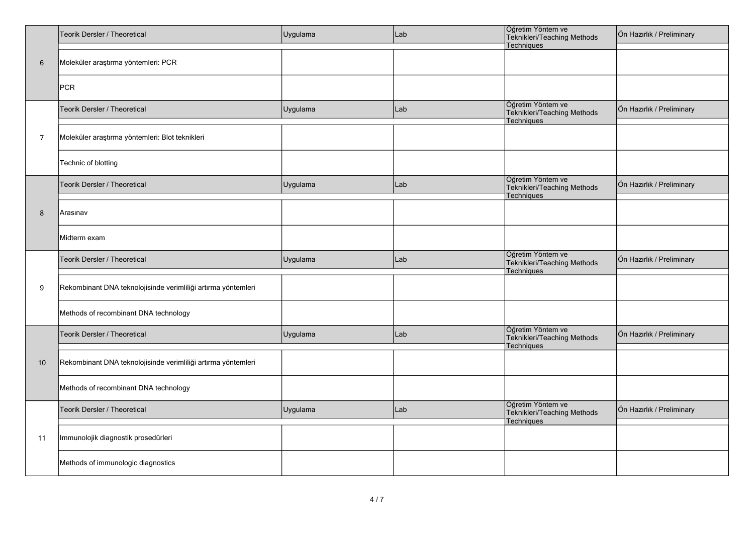| | Teorik Dersler / Theoretical | Uygulama | Lab | Öğretim Yöntem ve Teknikleri/Teaching Methods Techniques | Ön Hazırlık / Preliminary |
|---|---|---|---|---|---|
| 6 | Moleküler araştırma yöntemleri: PCR | | | | |
| | PCR | | | | |
| | Teorik Dersler / Theoretical | Uygulama | Lab | Öğretim Yöntem ve Teknikleri/Teaching Methods Techniques | Ön Hazırlık / Preliminary |
| 7 | Moleküler araştırma yöntemleri: Blot teknikleri | | | | |
| | Technic of blotting | | | | |
| | Teorik Dersler / Theoretical | Uygulama | Lab | Öğretim Yöntem ve Teknikleri/Teaching Methods Techniques | Ön Hazırlık / Preliminary |
| 8 | Arasınav | | | | |
| | Midterm exam | | | | |
| | Teorik Dersler / Theoretical | Uygulama | Lab | Öğretim Yöntem ve Teknikleri/Teaching Methods Techniques | Ön Hazırlık / Preliminary |
| 9 | Rekombinant DNA teknolojisinde verimliliği artırma yöntemleri | | | | |
| | Methods of recombinant DNA technology | | | | |
| | Teorik Dersler / Theoretical | Uygulama | Lab | Öğretim Yöntem ve Teknikleri/Teaching Methods Techniques | Ön Hazırlık / Preliminary |
| 10 | Rekombinant DNA teknolojisinde verimliliği artırma yöntemleri | | | | |
| | Methods of recombinant DNA technology | | | | |
| | Teorik Dersler / Theoretical | Uygulama | Lab | Öğretim Yöntem ve Teknikleri/Teaching Methods Techniques | Ön Hazırlık / Preliminary |
| 11 | Immunolojik diagnostik prosedürleri | | | | |
| | Methods of immunologic diagnostics | | | | |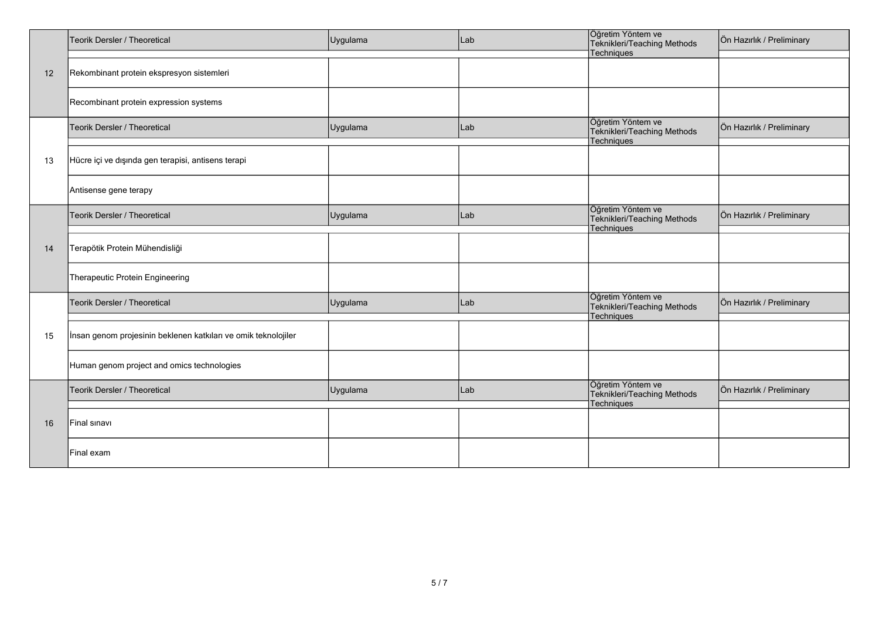| | Teorik Dersler / Theoretical | Uygulama | Lab | Öğretim Yöntem ve Teknikleri/Teaching Methods Techniques | Ön Hazırlık / Preliminary |
|---|---|---|---|---|---|
| 12 | Rekombinant protein ekspresyon sistemleri | | | | |
| | Recombinant protein expression systems | | | | |
| | Teorik Dersler / Theoretical | Uygulama | Lab | Öğretim Yöntem ve Teknikleri/Teaching Methods Techniques | Ön Hazırlık / Preliminary |
| 13 | Hücre içi ve dışında gen terapisi, antisens terapi | | | | |
| | Antisense gene terapy | | | | |
| | Teorik Dersler / Theoretical | Uygulama | Lab | Öğretim Yöntem ve Teknikleri/Teaching Methods Techniques | Ön Hazırlık / Preliminary |
| 14 | Terapötik Protein Mühendisliği | | | | |
| | Therapeutic Protein Engineering | | | | |
| | Teorik Dersler / Theoretical | Uygulama | Lab | Öğretim Yöntem ve Teknikleri/Teaching Methods Techniques | Ön Hazırlık / Preliminary |
| 15 | İnsan genom projesinin beklenen katkıları ve omik teknolojiler | | | | |
| | Human genom project and omics technologies | | | | |
| | Teorik Dersler / Theoretical | Uygulama | Lab | Öğretim Yöntem ve Teknikleri/Teaching Methods Techniques | Ön Hazırlık / Preliminary |
| 16 | Final sınavı | | | | |
| | Final exam | | | | |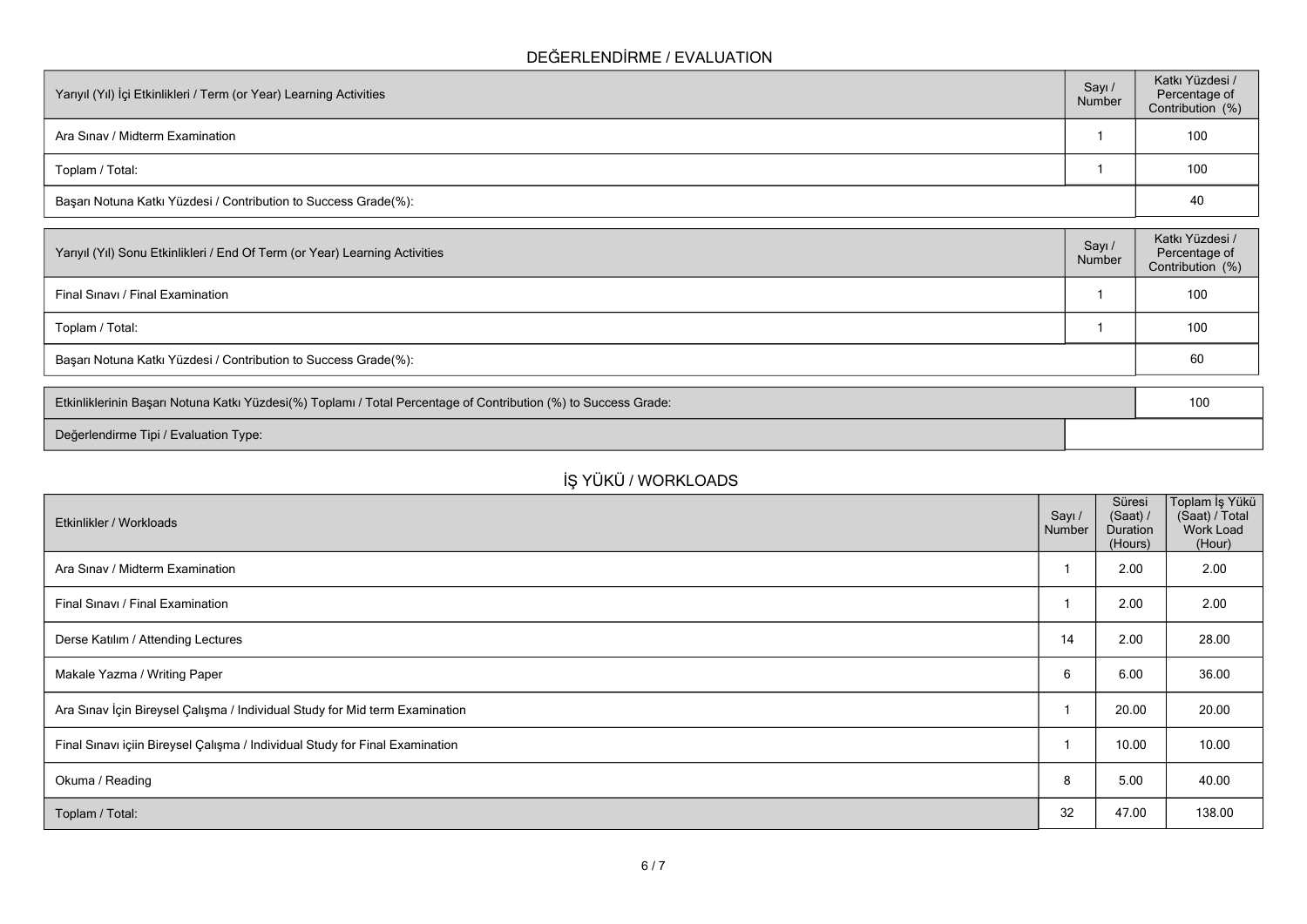## DEĞERLENDİRME / EVALUATION

| Yarıyıl (Yıl) İçi Etkinlikleri / Term (or Year) Learning Activities | Sayı / Number | Katkı Yüzdesi / Percentage of Contribution (%) |
|---|---|---|
| Ara Sınav / Midterm Examination | 1 | 100 |
| Toplam / Total: | 1 | 100 |
| Başarı Notuna Katkı Yüzdesi / Contribution to Success Grade(%): | | 40 |

| Yarıyıl (Yıl) Sonu Etkinlikleri / End Of Term (or Year) Learning Activities | Sayı / Number | Katkı Yüzdesi / Percentage of Contribution (%) |
|---|---|---|
| Final Sınavı / Final Examination | 1 | 100 |
| Toplam / Total: | 1 | 100 |
| Başarı Notuna Katkı Yüzdesi / Contribution to Success Grade(%): | | 60 |

| | |
|---|---|
| Etkinliklerinin Başarı Notuna Katkı Yüzdesi(%) Toplamı / Total Percentage of Contribution (%) to Success Grade: | 100 |
| Değerlendirme Tipi / Evaluation Type: | |

## İŞ YÜKÜ / WORKLOADS

| Etkinlikler / Workloads | Sayı / Number | Süresi (Saat) / Duration (Hours) | Toplam İş Yükü (Saat) / Total Work Load (Hour) |
|---|---|---|---|
| Ara Sınav / Midterm Examination | 1 | 2.00 | 2.00 |
| Final Sınavı / Final Examination | 1 | 2.00 | 2.00 |
| Derse Katılım / Attending Lectures | 14 | 2.00 | 28.00 |
| Makale Yazma / Writing Paper | 6 | 6.00 | 36.00 |
| Ara Sınav İçin Bireysel Çalışma / Individual Study for Mid term Examination | 1 | 20.00 | 20.00 |
| Final Sınavı içiin Bireysel Çalışma / Individual Study for Final Examination | 1 | 10.00 | 10.00 |
| Okuma / Reading | 8 | 5.00 | 40.00 |
| Toplam / Total: | 32 | 47.00 | 138.00 |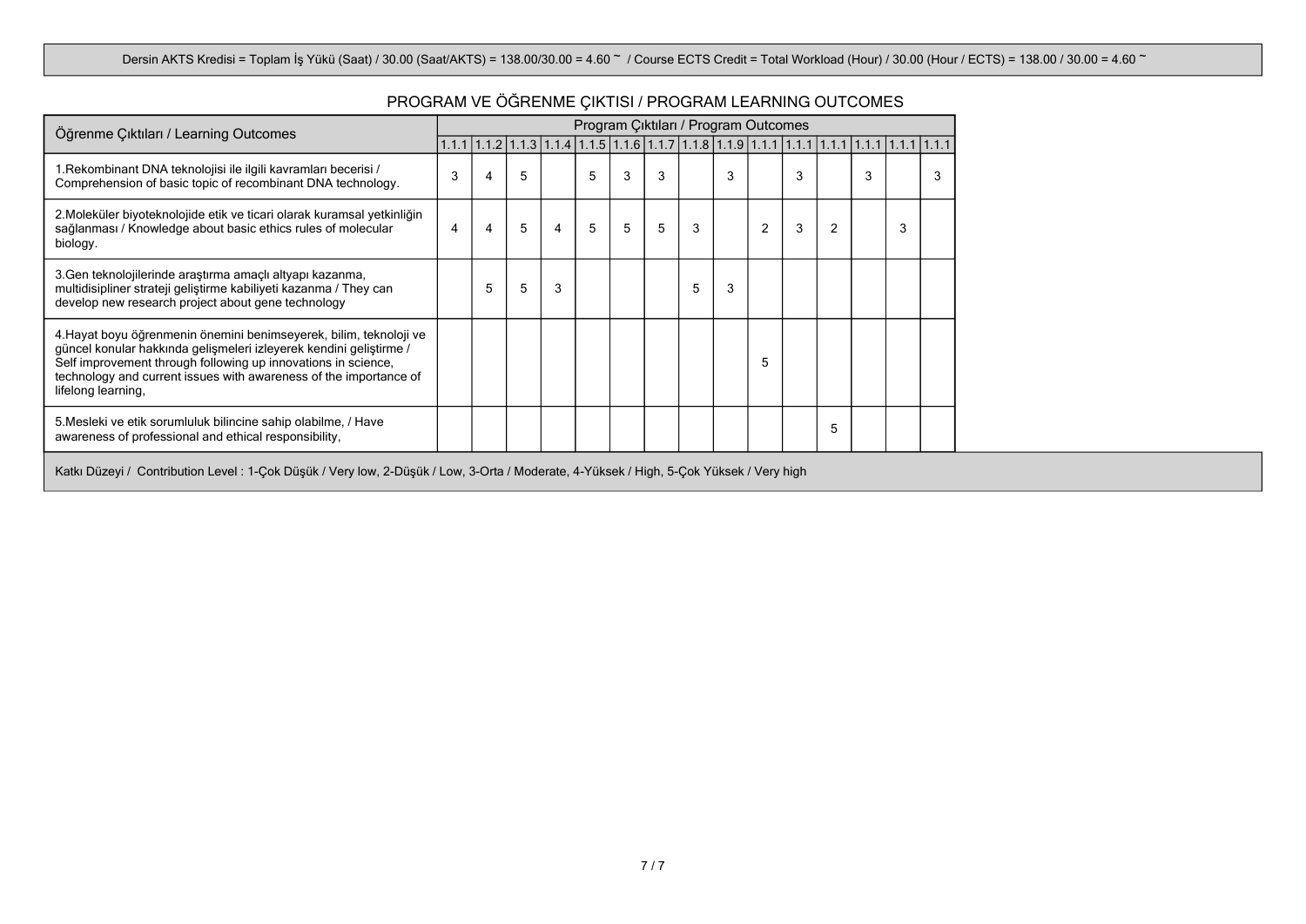Dersin AKTS Kredisi = Toplam İş Yükü (Saat) / 30.00 (Saat/AKTS) = 138.00/30.00 = 4.60 ~ / Course ECTS Credit = Total Workload (Hour) / 30.00 (Hour / ECTS) = 138.00 / 30.00 = 4.60 ~

## PROGRAM VE ÖĞRENME ÇIKTISI / PROGRAM LEARNING OUTCOMES

| Öğrenme Çıktıları / Learning Outcomes | Program Çıktıları / Program Outcomes | | | | | | | | | | | | | | |
|---|---|---|---|---|---|---|---|---|---|---|---|---|---|---|---|
| | 1.1.1 | 1.1.2 | 1.1.3 | 1.1.4 | 1.1.5 | 1.1.6 | 1.1.7 | 1.1.8 | 1.1.9 | 1.1.1 | 1.1.1 | 1.1.1 | 1.1.1 | 1.1.1 | 1.1.1 |
| 1.Rekombinant DNA teknolojisi ile ilgili kavramları becerisi / Comprehension of basic topic of recombinant DNA technology. | 3 | 4 | 5 | | 5 | 3 | 3 | | 3 | | 3 | | 3 | | 3 |
| 2.Moleküler biyoteknolojide etik ve ticari olarak kuramsal yetkinliğin sağlanması / Knowledge about basic ethics rules of molecular biology. | 4 | 4 | 5 | 4 | 5 | 5 | 5 | 3 | | 2 | 3 | 2 | | 3 | |
| 3.Gen teknolojilerinde araştırma amaçlı altyapı kazanma, multidisipliner strateji geliştirme kabiliyeti kazanma / They can develop new research project about gene technology | | 5 | 5 | 3 | | | | 5 | 3 | | | | | | |
| 4.Hayat boyu öğrenmenin önemini benimseyerek, bilim, teknoloji ve güncel konular hakkında gelişmeleri izleyerek kendini geliştirme / Self improvement through following up innovations in science, technology and current issues with awareness of the importance of lifelong learning, | | | | | | | | | | 5 | | | | | |
| 5.Mesleki ve etik sorumluluk bilincine sahip olabilme, / Have awareness of professional and ethical responsibility, | | | | | | | | | | | | 5 | | | |

Katkı Düzeyi / Contribution Level : 1-Çok Düşük / Very low, 2-Düşük / Low, 3-Orta / Moderate, 4-Yüksek / High, 5-Çok Yüksek / Very high